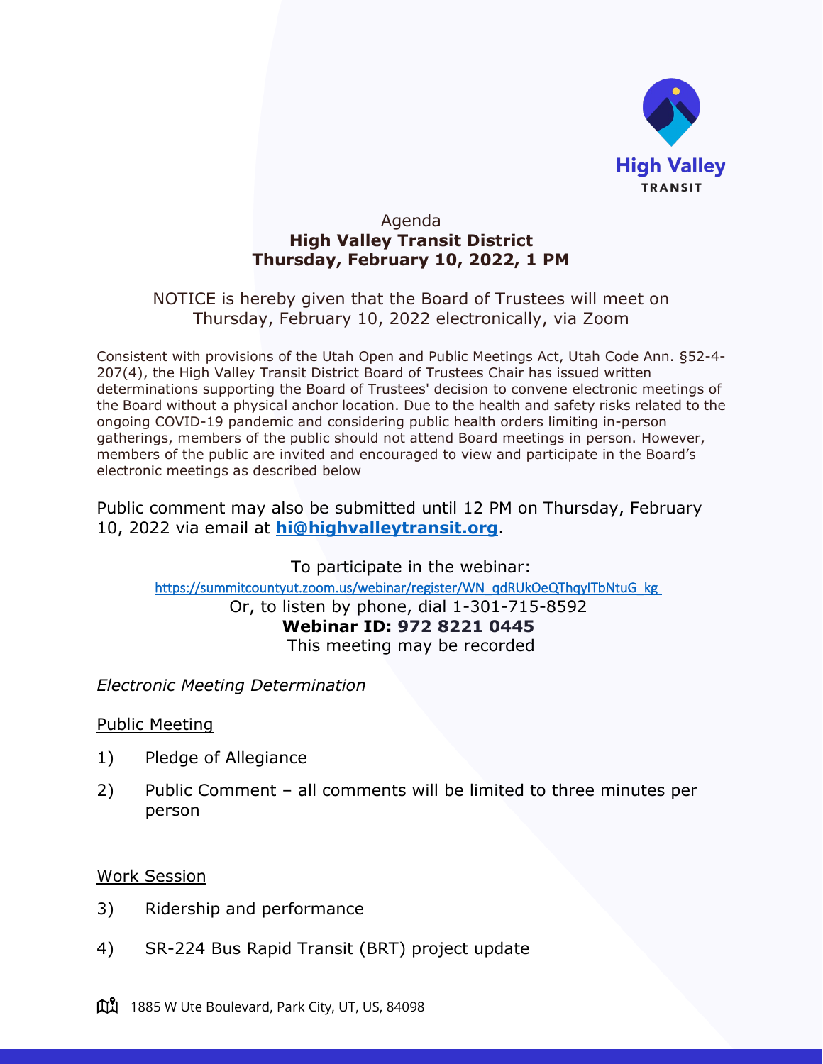High Valley

TRANSIT

Agenda

**High Valley Transit District**

**Thursday, February 10, 2022, 1 PM**

NOTICE is hereby given that the Board of Trustees will meet on Thursday, February 10, 2022 electronically, via Zoom

Consistent with provisions of the Utah Open and Public Meetings Act, Utah Code Ann. §52-4-207(4), the High Valley Transit District Board of Trustees Chair has issued written determinations supporting the Board of Trustees' decision to convene electronic meetings of the Board without a physical anchor location. Due to the health and safety risks related to the ongoing COVID-19 pandemic and considering public health orders limiting in-person gatherings, members of the public should not attend Board meetings in person. However, members of the public are invited and encouraged to view and participate in the Board's electronic meetings as described below

Public comment may also be submitted until 12 PM on Thursday, February 10, 2022 via email at **hi@highvalleytransit.org**.

To participate in the webinar:

https://summitcountyut.zoom.us/webinar/register/WN_qdRUkOeQThqyITbNtuG_kg

Or, to listen by phone, dial 1-301-715-8592

**Webinar ID: 972 8221 0445**

This meeting may be recorded

*Electronic Meeting Determination*

Public Meeting

1) Pledge of Allegiance

2) Public Comment – all comments will be limited to three minutes per person

Work Session

3) Ridership and performance

4) SR-224 Bus Rapid Transit (BRT) project update

1885 W Ute Boulevard, Park City, UT, US, 84098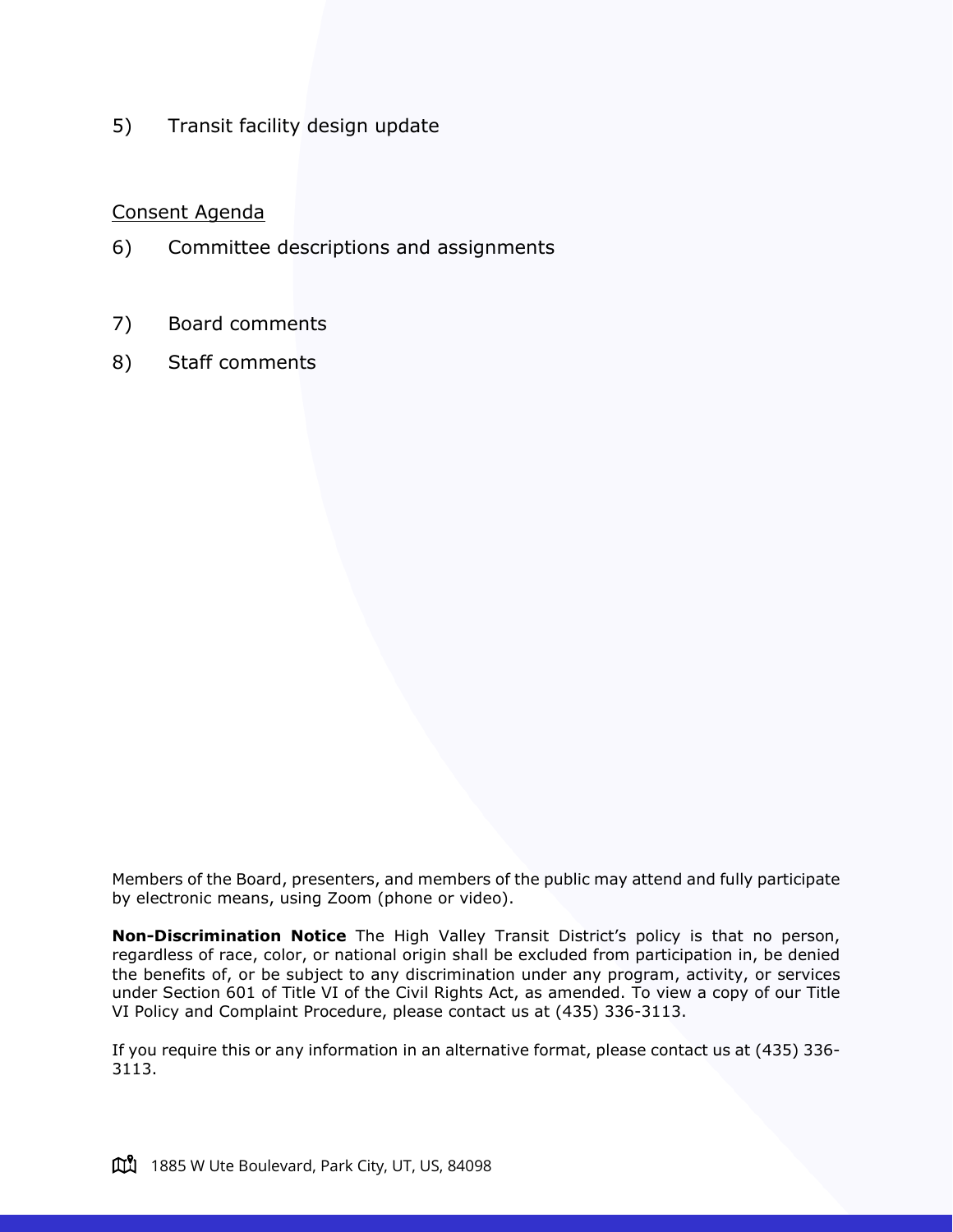5) Transit facility design update

<u>Consent Agenda</u>

6) Committee descriptions and assignments

7) Board comments

8) Staff comments

Members of the Board, presenters, and members of the public may attend and fully participate by electronic means, using Zoom (phone or video).

**Non-Discrimination Notice** The High Valley Transit District's policy is that no person, regardless of race, color, or national origin shall be excluded from participation in, be denied the benefits of, or be subject to any discrimination under any program, activity, or services under Section 601 of Title VI of the Civil Rights Act, as amended. To view a copy of our Title VI Policy and Complaint Procedure, please contact us at (435) 336-3113.

If you require this or any information in an alternative format, please contact us at (435) 336-3113.

1885 W Ute Boulevard, Park City, UT, US, 84098